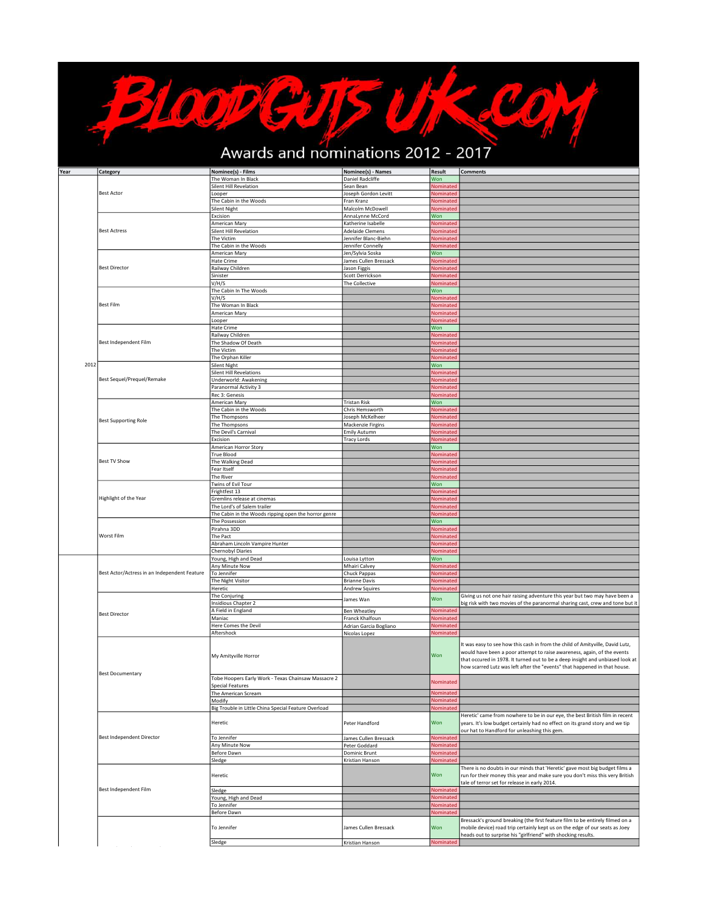# BloodGutsUK.com

## Awards and nominations 2012 - 2017

| Year | Category | Nominee(s) - Films | Nominee(s) - Names | Result | Comments |
|---|---|---|---|---|---|
| 2012 | Best Actor | The Woman In Black | Daniel Radcliffe | Won | |
| | | Silent Hill Revelation | Sean Bean | Nominated | |
| | | Looper | Joseph Gordon Levitt | Nominated | |
| | | The Cabin in the Woods | Fran Kranz | Nominated | |
| | | Silent Night | Malcolm McDowell | Nominated | |
| | Best Actress | Excision | AnnaLynne McCord | Won | |
| | | American Mary | Katherine Isabelle | Nominated | |
| | | Silent Hill Revelation | Adelaide Clemens | Nominated | |
| | | The Victim | Jennifer Blanc-Biehn | Nominated | |
| | | The Cabin in the Woods | Jennifer Connelly | Nominated | |
| | Best Director | American Mary | Jen/Sylvia Soska | Won | |
| | | Hate Crime | James Cullen Bressack | Nominated | |
| | | Railway Children | Jason Figgis | Nominated | |
| | | Sinister | Scott Derrickson | Nominated | |
| | | V/H/S | The Collective | Nominated | |
| | Best Film | The Cabin In The Woods | | Won | |
| | | V/H/S | | Nominated | |
| | | The Woman In Black | | Nominated | |
| | | American Mary | | Nominated | |
| | | Looper | | Nominated | |
| | Best Independent Film | Hate Crime | | Won | |
| | | Railway Children | | Nominated | |
| | | The Shadow Of Death | | Nominated | |
| | | The Victim | | Nominated | |
| | | The Orphan Killer | | Nominated | |
| | Best Sequel/Prequel/Remake | Silent Night | | Won | |
| | | Silent Hill Revelations | | Nominated | |
| | | Underworld: Awakening | | Nominated | |
| | | Paranormal Activity 3 | | Nominated | |
| | | Rec 3: Genesis | | Nominated | |
| | Best Supporting Role | American Mary | Tristan Risk | Won | |
| | | The Cabin in the Woods | Chris Hemsworth | Nominated | |
| | | The Thompsons | Joseph McKelheer | Nominated | |
| | | The Thompsons | Mackenzie Firgins | Nominated | |
| | | The Devil's Carnival | Emily Autumn | Nominated | |
| | | Excision | Tracy Lords | Nominated | |
| | Best TV Show | American Horror Story | | Won | |
| | | True Blood | | Nominated | |
| | | The Walking Dead | | Nominated | |
| | | Fear Itself | | Nominated | |
| | | The River | | Nominated | |
| | Highlight of the Year | Twins of Evil Tour | | Won | |
| | | Frightfest 13 | | Nominated | |
| | | Gremlins release at cinemas | | Nominated | |
| | | The Lord's of Salem trailer | | Nominated | |
| | | The Cabin in the Woods ripping open the horror genre | | Nominated | |
| | Worst Film | The Possession | | Won | |
| | | Pirahna 3DD | | Nominated | |
| | | The Pact | | Nominated | |
| | | Abraham Lincoln Vampire Hunter | | Nominated | |
| | | Chernobyl Diaries | | Nominated | |
| | Best Actor/Actress in an Independent Feature | Young, High and Dead | Louisa Lytton | Won | |
| | | Any Minute Now | Mhairi Calvey | Nominated | |
| | | To Jennifer | Chuck Pappas | Nominated | |
| | | The Night Visitor | Brianne Davis | Nominated | |
| | | Heretic | Andrew Squires | Nominated | |
| | Best Director | The Conjuring<br>Insidious Chapter 2 | James Wan | Won | Giving us not one hair raising adventure this year but two may have been a big risk with two movies of the paranormal sharing cast, crew and tone but it |
| | | A Field in England | Ben Wheatley | Nominated | |
| | | Maniac | Franck Khalfoun | Nominated | |
| | | Here Comes the Devil | Adrian Garcia Bogliano | Nominated | |
| | | Aftershock | Nicolas Lopez | Nominated | |
| | Best Documentary | My Amityville Horror | | Won | It was easy to see how this cash in from the child of Amityville, David Lutz, would have been a poor attempt to raise awareness, again, of the events that occured in 1978. It turned out to be a deep insight and unbiased look at how scarred Lutz was left after the "events" that happened in that house. |
| | | Tobe Hoopers Early Work - Texas Chainsaw Massacre 2 Special Features | | Nominated | |
| | | The American Scream | | Nominated | |
| | | Modify | | Nominated | |
| | | Big Trouble in Little China Special Feature Overload | | Nominated | |
| | Best Independent Director | Heretic | Peter Handford | Won | Heretic' came from nowhere to be in our eye, the best British film in recent years. It's low budget certainly had no effect on its grand story and we tip our hat to Handford for unleashing this gem. |
| | | To Jennifer | James Cullen Bressack | Nominated | |
| | | Any Minute Now | Peter Goddard | Nominated | |
| | | Before Dawn | Dominic Brunt | Nominated | |
| | | Sledge | Kristian Hanson | Nominated | |
| | Best Independent Film | Heretic | | Won | There is no doubts in our minds that 'Heretic' gave most big budget films a run for their money this year and make sure you don't miss this very British tale of terror set for release in early 2014. |
| | | Sledge | | Nominated | |
| | | Young, High and Dead | | Nominated | |
| | | To Jennifer | | Nominated | |
| | | Before Dawn | | Nominated | |
| | | To Jennifer | James Cullen Bressack | Won | Bressack's ground breaking (the first feature film to be entirely filmed on a mobile device) road trip certainly kept us on the edge of our seats as Joey heads out to surprise his "girlfriend" with shocking results. |
| | | Sledge | Kristian Hanson | Nominated | |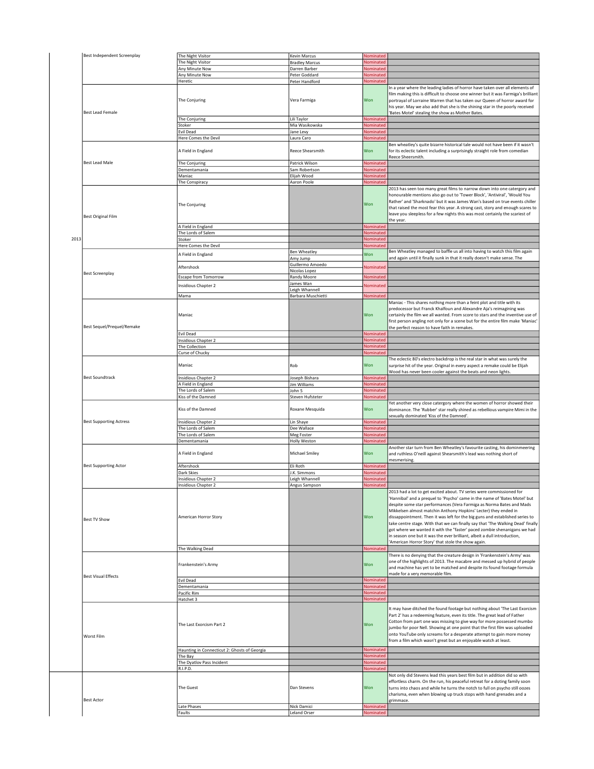| Year | Category | Film | Nominee | Result | Comments |
|---|---|---|---|---|---|
| | Best Independent Screenplay | The Night Visitor | Kevin Marcus | Nominated | |
| | | The Night Visitor | Bradley Marcus | Nominated | |
| | | Any Minute Now | Darren Barber | Nominated | |
| | | Any Minute Now | Peter Goddard | Nominated | |
| | | Heretic | Peter Handford | Nominated | |
| | Best Lead Female | The Conjuring | Vera Farmiga | Won | In a year where the leading ladies of horror have taken over all elements of film making this is difficult to choose one winner but it was Farmiga's brilliant portrayal of Lorraine Warren that has taken our Queen of horror award for his year. May we also add that she is the shining star in the poorly received 'Bates Motel' stealing the show as Mother Bates. |
| | | The Conjuring | Lili Taylor | Nominated | |
| | | Stoker | Mia Wasikowska | Nominated | |
| | | Evil Dead | Jane Levy | Nominated | |
| | | Here Comes the Devil | Laura Caro | Nominated | |
| | Best Lead Male | A Field in England | Reece Shearsmith | Won | Ben wheatley's quite bizarre historical tale would not have been if it wasn't for its eclectic talent including a surprisingly straight role from comedian Reece Sheersmith. |
| | | The Conjuring | Patrick Wilson | Nominated | |
| | | Dementamania | Sam Robertson | Nominated | |
| | | Maniac | Elijah Wood | Nominated | |
| | | The Conspiracy | Aaron Poole | Nominated | |
| | Best Original Film | The Conjuring | | Won | 2013 has seen too many great films to narrow down into one catergory and honourable mentions also go out to 'Tower Block', 'Antiviral', 'Would You Rather' and 'Sharknado' but it was James Wan's based on true events chiller that raised the most fear this year. A strong cast, story and enough scares to leave you sleepless for a few nights this was most certainly the scariest of the year. |
| | | A Field in England | | Nominated | |
| | | The Lords of Salem | | Nominated | |
| 2013 | | Stoker | | Nominated | |
| | | Here Comes the Devil | | Nominated | |
| | Best Screenplay | A Field in England | Ben Wheatley | Won | Ben Wheatley managed to baffle us all into having to watch this film again and again until it finally sunk in that it really doesn't make sense. The |
| | | | Amy Jump | | |
| | | Aftershock | Guillermo Amoedo | Nominated | |
| | | | Nicolas Lopez | | |
| | | Escape from Tomorrow | Randy Moore | Nominated | |
| | | Insidious Chapter 2 | James Wan | Nominated | |
| | | | Leigh Whannell | | |
| | | Mama | Barbara Muschietti | Nominated | |
| | Best Sequel/Prequel/Remake | Maniac | | Won | Maniac - This shares nothing more than a feint plot and title with its predecessor but Franck Khalfoun and Alexandre Aja's reimagining was certainly the film we all wanted. From score to stars and the inventive use of first person angling not only for a scene but for the entire film make 'Maniac' the perfect reason to have faith in remakes. |
| | | Evil Dead | | Nominated | |
| | | Insidious Chapter 2 | | Nominated | |
| | | The Collection | | Nominated | |
| | | Curse of Chucky | | Nominated | |
| | Best Soundtrack | Maniac | Rob | Won | The eclectic 80's electro backdrop is the real star in what was surely the surprise hit of the year. Original in every aspect a remake could be Elijah Wood has never been cooler against the beats and neon lights. |
| | | Insidious Chapter 2 | Joseph Bishara | Nominated | |
| | | A Field in England | Jim Williams | Nominated | |
| | | The Lords of Salem | John 5 | Nominated | |
| | | Kiss of the Damned | Steven Hufsteter | Nominated | |
| | Best Supporting Actress | Kiss of the Damned | Roxane Mesquida | Won | Yet another very close catergory where the women of horror showed their dominance. The 'Rubber' star really shined as rebellious vampire Mimi in the sexually dominated 'Kiss of the Damned'. |
| | | Insidious Chapter 2 | Lin Shaye | Nominated | |
| | | The Lords of Salem | Dee Wallace | Nominated | |
| | | The Lords of Salem | Meg Foster | Nominated | |
| | | Dementamania | Holly Weston | Nominated | |
| | Best Supporting Actor | A Field in England | Michael Smiley | Won | Another star turn from Ben Wheatley's favourite casting, his dominneering and ruthless O'neill against Shearsmith's lead was nothing short of mesmerising. |
| | | Aftershock | Eli Roth | Nominated | |
| | | Dark Skies | J.K. Simmons | Nominated | |
| | | Insidious Chapter 2 | Leigh Whannell | Nominated | |
| | | Insidious Chapter 2 | Angus Sampson | Nominated | |
| | Best TV Show | American Horror Story | | Won | 2013 had a lot to get excited about. TV series were commissioned for 'Hannibal' and a prequel to 'Psycho' came in the name of 'Bates Motel' but despite some star performances (Vera Farmiga as Norma Bates and Mads Mikkelsen almost matchin Anthony Hopkins' Lecter) they ended in dissappointment. Then it was left for the big guns and established series to take centre stage. With that we can finally say that 'The Walking Dead' finally got where we wanted it with the "faster' paced zombie shenanigans we had in season one but it was the ever brilliant, albeit a dull introduction, 'American Horror Story' that stole the show again. |
| | | The Walking Dead | | Nominated | |
| | Best Visual Effects | Frankenstein's Army | | Won | There is no denying that the creature design in 'Frankenstein's Army' was one of the highlights of 2013. The macabre and messed up hybrid of people and machine has yet to be matched and despite its found footage formula made for a very memorable film. |
| | | Evil Dead | | Nominated | |
| | | Dementamania | | Nominated | |
| | | Pacific Rim | | Nominated | |
| | | Hatchet 3 | | Nominated | |
| | Worst Film | The Last Exorcism Part 2 | | Won | It may have ditched the found footage but nothing about 'The Last Exorcism Part 2' has a redeeming feature, even its title. The great lead of Father Cotton from part one was missing to give way for more possessed mumbo jumbo for poor Nell. Showing at one point that the first film was uploaded onto YouTube only screams for a desperate attempt to gain more money from a film which wasn't great but an enjoyable watch at least. |
| | | Haunting in Connecticut 2: Ghosts of Georgia | | Nominated | |
| | | The Bay | | Nominated | |
| | | The Dyatlov Pass Incident | | Nominated | |
| | | R.I.P.D. | | Nominated | |
| | Best Actor | The Guest | Dan Stevens | Won | Not only did Stevens lead this years best film but in addition did so with effortless charm. On the run, his peaceful retreat for a doting family soon turns into chaos and while he turns the notch to full on psycho still oozes charisma, even when blowing up truck stops with hand grenades and a grimmace. |
| | | Late Phases | Nick Damici | Nominated | |
| | | Faults | Leland Orser | Nominated | |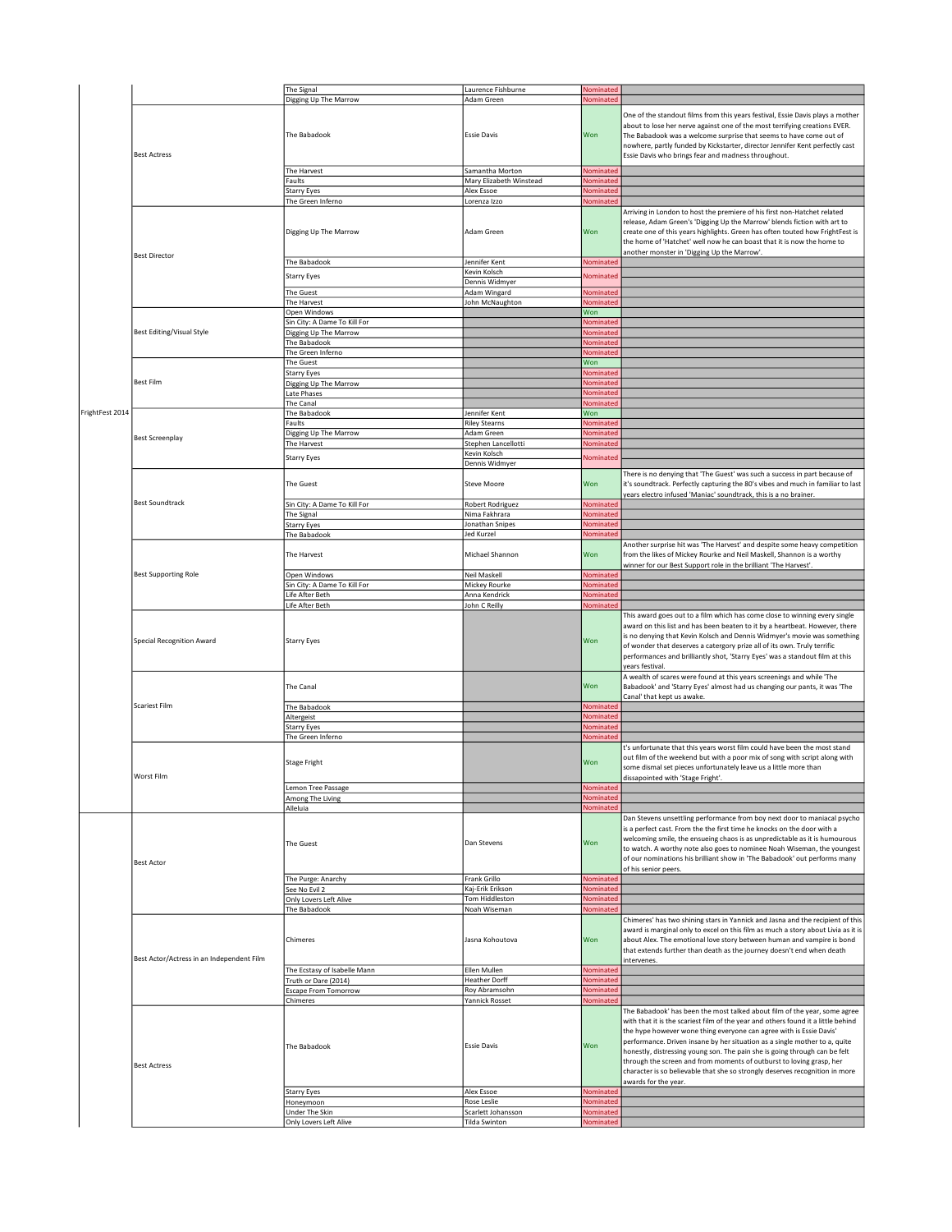| Event | Category | Film | Nominee | Result | Comment |
|---|---|---|---|---|---|
| FrightFest 2014 | | The Signal | Laurence Fishburne | Nominated | |
| | | Digging Up The Marrow | Adam Green | Nominated | |
| | Best Actress | The Babadook | Essie Davis | Won | One of the standout films from this years festival, Essie Davis plays a mother about to lose her nerve against one of the most terrifying creations EVER. The Babadook was a welcome surprise that seems to have come out of nowhere, partly funded by Kickstarter, director Jennifer Kent perfectly cast Essie Davis who brings fear and madness throughout. |
| | | The Harvest | Samantha Morton | Nominated | |
| | | Faults | Mary Elizabeth Winstead | Nominated | |
| | | Starry Eyes | Alex Essoe | Nominated | |
| | | The Green Inferno | Lorenza Izzo | Nominated | |
| | Best Director | Digging Up The Marrow | Adam Green | Won | Arriving in London to host the premiere of his first non-Hatchet related release, Adam Green's 'Digging Up the Marrow' blends fiction with art to create one of this years highlights. Green has often touted how FrightFest is the home of 'Hatchet' well now he can boast that it is now the home to another monster in 'Digging Up the Marrow'. |
| | | The Babadook | Jennifer Kent | Nominated | |
| | | Starry Eyes | Kevin Kolsch, Dennis Widmyer | Nominated | |
| | | The Guest | Adam Wingard | Nominated | |
| | | The Harvest | John McNaughton | Nominated | |
| | Best Editing/Visual Style | Open Windows | | Won | |
| | | Sin City: A Dame To Kill For | | Nominated | |
| | | Digging Up The Marrow | | Nominated | |
| | | The Babadook | | Nominated | |
| | | The Green Inferno | | Nominated | |
| | Best Film | The Guest | | Won | |
| | | Starry Eyes | | Nominated | |
| | | Digging Up The Marrow | | Nominated | |
| | | Late Phases | | Nominated | |
| | | The Canal | | Nominated | |
| | Best Screenplay | The Babadook | Jennifer Kent | Won | |
| | | Faults | Riley Stearns | Nominated | |
| | | Digging Up The Marrow | Adam Green | Nominated | |
| | | The Harvest | Stephen Lancellotti | Nominated | |
| | | Starry Eyes | Kevin Kolsch, Dennis Widmyer | Nominated | |
| | Best Soundtrack | The Guest | Steve Moore | Won | There is no denying that 'The Guest' was such a success in part because of it's soundtrack. Perfectly capturing the 80's vibes and much in familiar to last years electro infused 'Maniac' soundtrack, this is a no brainer. |
| | | Sin City: A Dame To Kill For | Robert Rodriguez | Nominated | |
| | | The Signal | Nima Fakhrara | Nominated | |
| | | Starry Eyes | Jonathan Snipes | Nominated | |
| | | The Babadook | Jed Kurzel | Nominated | |
| | Best Supporting Role | The Harvest | Michael Shannon | Won | Another surprise hit was 'The Harvest' and despite some heavy competition from the likes of Mickey Rourke and Neil Maskell, Shannon is a worthy winner for our Best Support role in the brilliant 'The Harvest'. |
| | | Open Windows | Neil Maskell | Nominated | |
| | | Sin City: A Dame To Kill For | Mickey Rourke | Nominated | |
| | | Life After Beth | Anna Kendrick | Nominated | |
| | | Life After Beth | John C Reilly | Nominated | |
| | Special Recognition Award | Starry Eyes | | Won | This award goes out to a film which has come close to winning every single award on this list and has been beaten to it by a heartbeat. However, there is no denying that Kevin Kolsch and Dennis Widmyer's movie was something of wonder that deserves a catergory prize all of its own. Truly terrific performances and brilliantly shot, 'Starry Eyes' was a standout film at this years festival. |
| | Scariest Film | The Canal | | Won | A wealth of scares were found at this years screenings and while 'The Babadook' and 'Starry Eyes' almost had us changing our pants, it was 'The Canal' that kept us awake. |
| | | The Babadook | | Nominated | |
| | | Altergeist | | Nominated | |
| | | Starry Eyes | | Nominated | |
| | | The Green Inferno | | Nominated | |
| | Worst Film | Stage Fright | | Won | t's unfortunate that this years worst film could have been the most stand out film of the weekend but with a poor mix of song with script along with some dismal set pieces unfortunately leave us a little more than dissapointed with 'Stage Fright'. |
| | | Lemon Tree Passage | | Nominated | |
| | | Among The Living | | Nominated | |
| | | Alleluia | | Nominated | |
| | Best Actor | The Guest | Dan Stevens | Won | Dan Stevens unsettling performance from boy next door to maniacal psycho is a perfect cast. From the the first time he knocks on the door with a welcoming smile, the ensueing chaos is as unpredictable as it is humourous to watch. A worthy note also goes to nominee Noah Wiseman, the youngest of our nominations his brilliant show in 'The Babadook' out performs many of his senior peers. |
| | | The Purge: Anarchy | Frank Grillo | Nominated | |
| | | See No Evil 2 | Kaj-Erik Erikson | Nominated | |
| | | Only Lovers Left Alive | Tom Hiddleston | Nominated | |
| | | The Babadook | Noah Wiseman | Nominated | |
| | Best Actor/Actress in an Independent Film | Chimeres | Jasna Kohoutova | Won | Chimeres' has two shining stars in Yannick and Jasna and the recipient of this award is marginal only to excel on this film as much a story about Livia as it is about Alex. The emotional love story between human and vampire is bond that extends further than death as the journey doesn't end when death intervenes. |
| | | The Ecstasy of Isabelle Mann | Ellen Mullen | Nominated | |
| | | Truth or Dare (2014) | Heather Dorff | Nominated | |
| | | Escape From Tomorrow | Roy Abramsohn | Nominated | |
| | | Chimeres | Yannick Rosset | Nominated | |
| | Best Actress | The Babadook | Essie Davis | Won | The Babadook' has been the most talked about film of the year, some agree with that it is the scariest film of the year and others found it a little behind the hype however wone thing everyone can agree with is Essie Davis' performance. Driven insane by her situation as a single mother to a, quite honestly, distressing young son. The pain she is going through can be felt through the screen and from moments of outburst to loving grasp, her character is so believable that she so strongly deserves recognition in more awards for the year. |
| | | Starry Eyes | Alex Essoe | Nominated | |
| | | Honeymoon | Rose Leslie | Nominated | |
| | | Under The Skin | Scarlett Johansson | Nominated | |
| | | Only Lovers Left Alive | Tilda Swinton | Nominated | |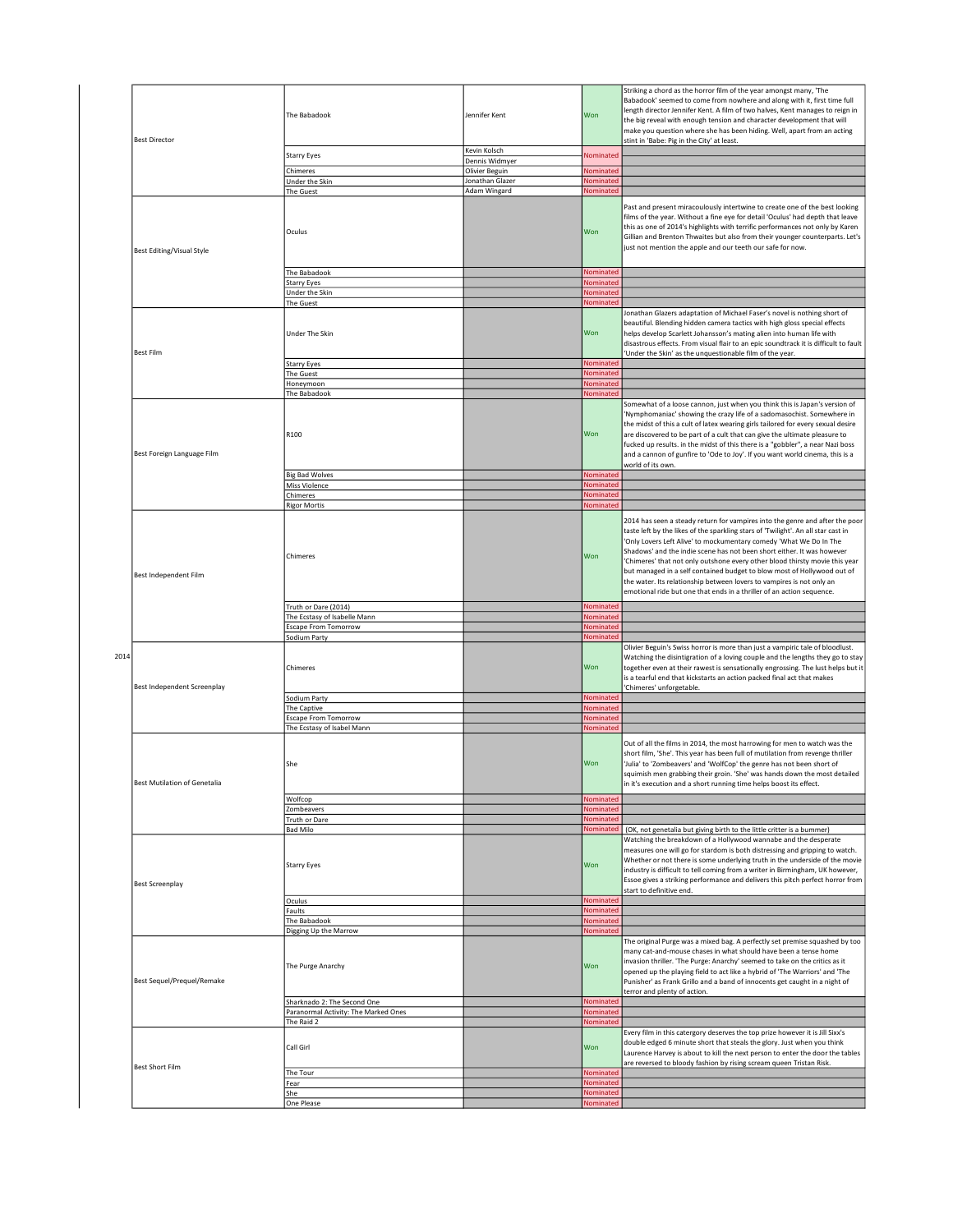| Year | Category | Film | Director | Result | Comment |
|---|---|---|---|---|---|
| 2014 | Best Director | The Babadook | Jennifer Kent | Won | Striking a chord as the horror film of the year amongst many, 'The Babadook' seemed to come from nowhere and along with it, first time full length director Jennifer Kent. A film of two halves, Kent manages to reign in the big reveal with enough tension and character development that will make you question where she has been hiding. Well, apart from an acting stint in 'Babe: Pig in the City' at least. |
| | | Starry Eyes | Kevin Kolsch<br>Dennis Widmyer | Nominated | |
| | | Chimeres | Olivier Beguin | Nominated | |
| | | Under the Skin | Jonathan Glazer | Nominated | |
| | | The Guest | Adam Wingard | Nominated | |
| | Best Editing/Visual Style | Oculus | | Won | Past and present miraculously intertwine to create one of the best looking films of the year. Without a fine eye for detail 'Oculus' had depth that leave this as one of 2014's highlights with terrific performances not only by Karen Gillian and Brenton Thwaites but also from their younger counterparts. Let's just not mention the apple and our teeth our safe for now. |
| | | The Babadook | | Nominated | |
| | | Starry Eyes | | Nominated | |
| | | Under the Skin | | Nominated | |
| | | The Guest | | Nominated | |
| | Best Film | Under The Skin | | Won | Jonathan Glazers adaptation of Michael Faser's novel is nothing short of beautiful. Blending hidden camera tactics with high gloss special effects helps develop Scarlett Johansson's mating alien into human life with disastrous effects. From visual flair to an epic soundtrack it is difficult to fault 'Under the Skin' as the unquestionable film of the year. |
| | | Starry Eyes | | Nominated | |
| | | The Guest | | Nominated | |
| | | Honeymoon | | Nominated | |
| | | The Babadook | | Nominated | |
| | Best Foreign Language Film | R100 | | Won | Somewhat of a loose cannon, just when you think this is Japan's version of 'Nymphomaniac' showing the crazy life of a sadomasochist. Somewhere in the midst of this a cult of latex wearing girls tailored for every sexual desire are discovered to be part of a cult that can give the ultimate pleasure to fucked up results. in the midst of this there is a "gobbler", a near Nazi boss and a cannon of gunfire to 'Ode to Joy'. If you want world cinema, this is a world of its own. |
| | | Big Bad Wolves | | Nominated | |
| | | Miss Violence | | Nominated | |
| | | Chimeres | | Nominated | |
| | | Rigor Mortis | | Nominated | |
| | Best Independent Film | Chimeres | | Won | 2014 has seen a steady return for vampires into the genre and after the poor taste left by the likes of the sparkling stars of 'Twilight'. An all star cast in 'Only Lovers Left Alive' to mockumentary comedy 'What We Do In The Shadows' and the indie scene has not been short either. It was however 'Chimeres' that not only outshone every other blood thirsty movie this year but managed in a self contained budget to blow most of Hollywood out of the water. Its relationship between lovers to vampires is not only an emotional ride but one that ends in a thriller of an action sequence. |
| | | Truth or Dare (2014) | | Nominated | |
| | | The Ecstasy of Isabelle Mann | | Nominated | |
| | | Escape From Tomorrow | | Nominated | |
| | | Sodium Party | | Nominated | |
| | Best Independent Screenplay | Chimeres | | Won | Olivier Beguin's Swiss horror is more than just a vampiric tale of bloodlust. Watching the disintigration of a loving couple and the lengths they go to stay together even at their rawest is sensationally engrossing. The lust helps but it is a tearful end that kickstarts an action packed final act that makes 'Chimeres' unforgetable. |
| | | Sodium Party | | Nominated | |
| | | The Captive | | Nominated | |
| | | Escape From Tomorrow | | Nominated | |
| | | The Ecstasy of Isabel Mann | | Nominated | |
| | Best Mutilation of Genetalia | She | | Won | Out of all the films in 2014, the most harrowing for men to watch was the short film, 'She'. This year has been full of mutilation from revenge thriller 'Julia' to 'Zombeavers' and 'WolfCop' the genre has not been short of squimish men grabbing their groin. 'She' was hands down the most detailed in it's execution and a short running time helps boost its effect. |
| | | Wolfcop | | Nominated | |
| | | Zombeavers | | Nominated | |
| | | Truth or Dare | | Nominated | |
| | | Bad Milo | | Nominated | (OK, not genetalia but giving birth to the little critter is a bummer) |
| | Best Screenplay | Starry Eyes | | Won | Watching the breakdown of a Hollywood wannabe and the desperate measures one will go for stardom is both distressing and gripping to watch. Whether or not there is some underlying truth in the underside of the movie industry is difficult to tell coming from a writer in Birmingham, UK however, Essoe gives a striking performance and delivers this pitch perfect horror from start to definitive end. |
| | | Oculus | | Nominated | |
| | | Faults | | Nominated | |
| | | The Babadook | | Nominated | |
| | | Digging Up the Marrow | | Nominated | |
| | Best Sequel/Prequel/Remake | The Purge Anarchy | | Won | The original Purge was a mixed bag. A perfectly set premise squashed by too many cat-and-mouse chases in what should have been a tense home invasion thriller. 'The Purge: Anarchy' seemed to take on the critics as it opened up the playing field to act like a hybrid of 'The Warriors' and 'The Punisher' as Frank Grillo and a band of innocents get caught in a night of terror and plenty of action. |
| | | Sharknado 2: The Second One | | Nominated | |
| | | Paranormal Activity: The Marked Ones | | Nominated | |
| | | The Raid 2 | | Nominated | |
| | Best Short Film | Call Girl | | Won | Every film in this catergory deserves the top prize however it is Jill Sixx's double edged 6 minute short that steals the glory. Just when you think Laurence Harvey is about to kill the next person to enter the door the tables are reversed to bloody fashion by rising scream queen Tristan Risk. |
| | | The Tour | | Nominated | |
| | | Fear | | Nominated | |
| | | She | | Nominated | |
| | | One Please | | Nominated | |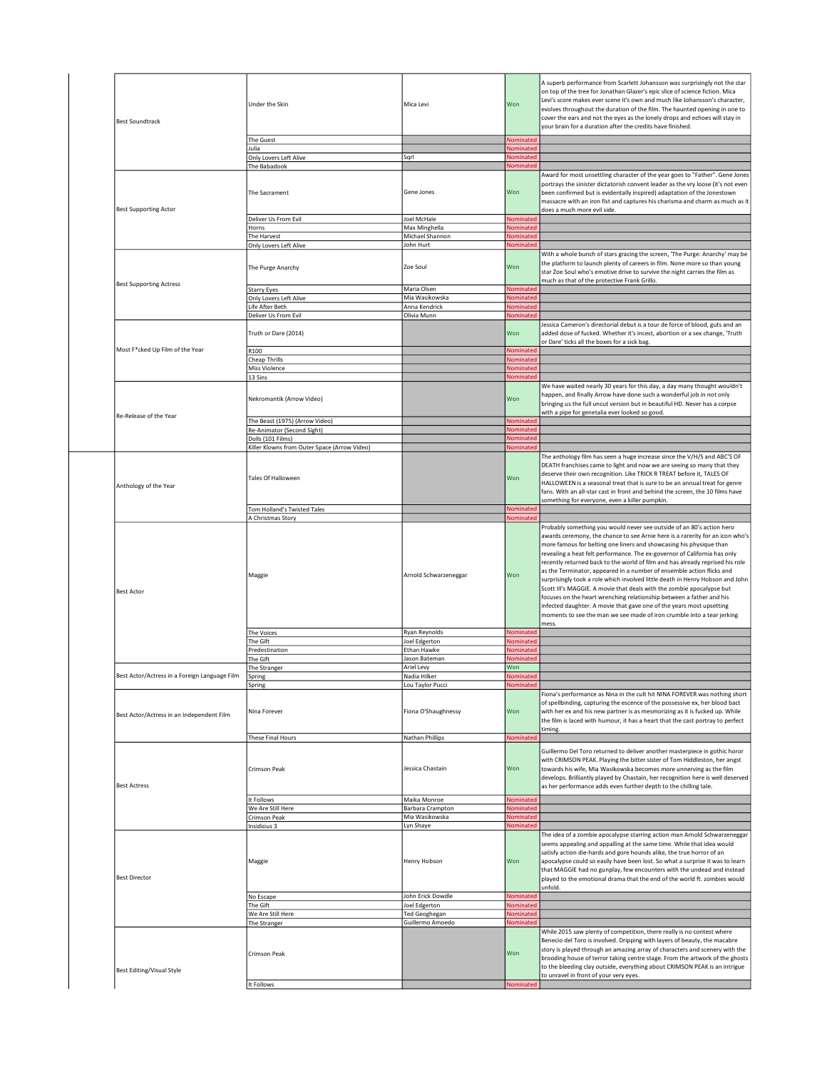| Category | Film | Person | Result | Comment |
|---|---|---|---|---|
| Best Soundtrack | Under the Skin | Mica Levi | Won | A superb performance from Scarlett Johansson was surprisingly not the star on top of the tree for Jonathan Glazer's epic slice of science fiction. Mica Levi's score makes ever scene it's own and much like Johansson's character, evolves throughout the duration of the film. The haunted opening in one to cover the ears and not the eyes as the lonely drops and echoes will stay in your brain for a duration after the credits have finished. |
| | The Guest | | Nominated | |
| | Julia | | Nominated | |
| | Only Lovers Left Alive | Sqrl | Nominated | |
| | The Babadook | | Nominated | |
| Best Supporting Actor | The Sacrament | Gene Jones | Won | Award for most unsettling character of the year goes to "Father". Gene Jones portrays the sinister dictatorish convent leader as the vry loose (it's not even been confirmed but is evidentally inspired) adaptation of the Jonestown massacre with an iron fist and captures his charisma and charm as much as it does a much more evil side. |
| | Deliver Us From Evil | Joel McHale | Nominated | |
| | Horns | Max Minghella | Nominated | |
| | The Harvest | Michael Shannon | Nominated | |
| | Only Lovers Left Alive | John Hurt | Nominated | |
| Best Supporting Actress | The Purge Anarchy | Zoe Soul | Won | With a whole bunch of stars gracing the screen, 'The Purge: Anarchy' may be the platform to launch plenty of careers in film. None more so than young star Zoe Soul who's emotive drive to survive the night carries the film as much as that of the protective Frank Grillo. |
| | Starry Eyes | Maria Olsen | Nominated | |
| | Only Lovers Left Alive | Mia Wasikowska | Nominated | |
| | Life After Beth | Anna Kendrick | Nominated | |
| | Deliver Us From Evil | Olivia Munn | Nominated | |
| Most F*cked Up Film of the Year | Truth or Dare (2014) | | Won | Jessica Cameron's directorial debut is a tour de force of blood, guts and an added dose of fucked. Whether it's incest, abortion or a sex change, 'Truth or Dare' ticks all the boxes for a sick bag. |
| | R100 | | Nominated | |
| | Cheap Thrills | | Nominated | |
| | Miss Violence | | Nominated | |
| | 13 Sins | | Nominated | |
| Re-Release of the Year | Nekromantik (Arrow Video) | | Won | We have waited nearly 30 years for this day, a day many thought wouldn't happen, and finally Arrow have done such a wonderful job in not only bringing us the full uncut version but in beautiful HD. Never has a corpse with a pipe for genetalia ever looked so good. |
| | The Beast (1975) (Arrow Video) | | Nominated | |
| | Re-Animator (Second Sight) | | Nominated | |
| | Dolls (101 Films) | | Nominated | |
| | Killer Klowns from Outer Space (Arrow Video) | | Nominated | |
| Anthology of the Year | Tales Of Halloween | | Won | The anthology film has seen a huge increase since the V/H/S and ABC'S OF DEATH franchises came to light and now we are seeing so many that they deserve their own recognition. Like TRICK R TREAT before it, TALES OF HALLOWEEN is a seasonal treat that is sure to be an annual treat for genre fans. With an all-star cast in front and behind the screen, the 10 films have something for everyone, even a killer pumpkin. |
| | Tom Holland's Twisted Tales | | Nominated | |
| | A Christmas Story | | Nominated | |
| Best Actor | Maggie | Arnold Schwarzeneggar | Won | Probably something you would never see outside of an 80's action hero awards ceremony, the chance to see Arnie here is a rarerity for an icon who's more famous for belting one liners and showcasing his physique than revealing a heat felt performance. The ex-governor of California has only recently returned back to the world of film and has already reprised his role as the Terminator, appeared in a number of ensemble action flicks and surprisingly took a role which involved little death in Henry Hobson and John Scott III's MAGGIE. A movie that deals with the zombie apocalypse but focuses on the heart wrenching relationship between a father and his infected daughter. A movie that gave one of the years most upsetting moments to see the man we see made of iron crumble into a tear jerking mess. |
| | The Voices | Ryan Reynolds | Nominated | |
| | The Gift | Joel Edgerton | Nominated | |
| | Predestination | Ethan Hawke | Nominated | |
| | The Gift | Jason Bateman | Nominated | |
| Best Actor/Actress in a Foreign Language Film | The Stranger | Ariel Levy | Won | |
| | Spring | Nadia Hilker | Nominated | |
| | Spring | Lou Taylor Pucci | Nominated | |
| Best Actor/Actress in an Independent Film | Nina Forever | Fiona O'Shaughnessy | Won | Fiona's performance as Nina in the cult hit NINA FOREVER was nothing short of spellbinding, capturing the escence of the possessive ex, her blood bact with her ex and his new partner is as mesmorizing as it is fucked up. While the film is laced with humour, it has a heart that the cast portray to perfect timing. |
| | These Final Hours | Nathan Phillips | Nominated | |
| Best Actress | Crimson Peak | Jessica Chastain | Won | Guillermo Del Toro returned to deliver another masterpiece in gothic horor with CRIMSON PEAK. Playing the bitter sister of Tom Hiddleston, her angst towards his wife, Mia Wasikowska becomes more unnerving as the film develops. Brilliantly played by Chastain, her recognition here is well deserved as her performance adds even further depth to the chilling tale. |
| | It Follows | Maika Monroe | Nominated | |
| | We Are Still Here | Barbara Crampton | Nominated | |
| | Crimson Peak | Mia Wasikowska | Nominated | |
| | Insidious 3 | Lyn Shaye | Nominated | |
| Best Director | Maggie | Henry Hobson | Won | The idea of a zombie apocalypse starring action man Arnold Schwarzeneggar seems appealing and appalling at the same time. While that idea would satisfy action die-hards and gore hounds alike, the true horror of an apocalypse could so easily have been lost. So what a surprise it was to learn that MAGGIE had no gunplay, few encounters with the undead and instead played to the emotional drama that the end of the world ft. zombies would unfold. |
| | No Escape | John Erick Dowdle | Nominated | |
| | The Gift | Joel Edgerton | Nominated | |
| | We Are Still Here | Ted Geoghegan | Nominated | |
| | The Stranger | Guillermo Amoedo | Nominated | |
| Best Editing/Visual Style | Crimson Peak | | Won | While 2015 saw plenty of competition, there really is no contest where Benecio del Toro is involved. Dripping with layers of beauty, the macabre story is played through an amazing array of characters and scenery with the brooding house of terror taking centre stage. From the artwork of the ghosts to the bleeding clay outside, everything about CRIMSON PEAK is an intrigue to unravel in front of your very eyes. |
| | It Follows | | Nominated | |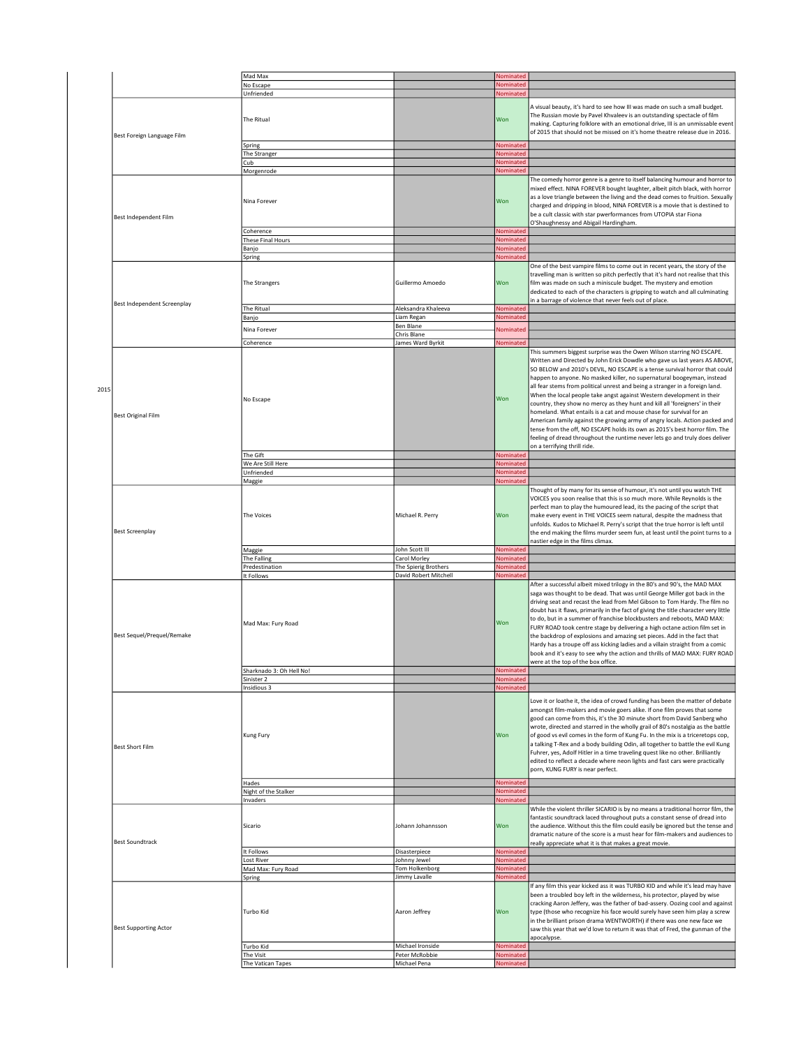| Year | Category | Film | Nominee | Result | Comment |
|---|---|---|---|---|---|
| | | Mad Max | | Nominated | |
| | | No Escape | | Nominated | |
| | | Unfriended | | Nominated | |
| | Best Foreign Language Film | The Ritual | | Won | A visual beauty, it's hard to see how III was made on such a small budget. The Russian movie by Pavel Khvaleev is an outstanding spectacle of film making. Capturing folklore with an emotional drive, III is an unmissable event of 2015 that should not be missed on it's home theatre release due in 2016. |
| | | Spring | | Nominated | |
| | | The Stranger | | Nominated | |
| | | Cub | | Nominated | |
| | | Morgenrode | | Nominated | |
| | Best Independent Film | Nina Forever | | Won | The comedy horror genre is a genre to itself balancing humour and horror to mixed effect. NINA FOREVER bought laughter, albeit pitch black, with horror as a love triangle between the living and the dead comes to fruition. Sexually charged and dripping in blood, NINA FOREVER is a movie that is destined to be a cult classic with star pwerformances from UTOPIA star Fiona O'Shaughnessy and Abigail Hardingham. |
| | | Coherence | | Nominated | |
| | | These Final Hours | | Nominated | |
| | | Banjo | | Nominated | |
| | | Spring | | Nominated | |
| | Best Independent Screenplay | The Strangers | Guillermo Amoedo | Won | One of the best vampire films to come out in recent years, the story of the travelling man is written so pitch perfectly that it's hard not realise that this film was made on such a miniscule budget. The mystery and emotion dedicated to each of the characters is gripping to watch and all culminating in a barrage of violence that never feels out of place. |
| | | The Ritual | Aleksandra Khaleeva | Nominated | |
| | | Banjo | Liam Regan | Nominated | |
| | | Nina Forever | Ben Blane<br>Chris Blane | Nominated | |
| | | Coherence | James Ward Byrkit | Nominated | |
| 2015 | Best Original Film | No Escape | | Won | This summers biggest surprise was the Owen Wilson starring NO ESCAPE. Written and Directed by John Erick Dowdle who gave us last years AS ABOVE, SO BELOW and 2010's DEVIL, NO ESCAPE is a tense survival horror that could happen to anyone. No masked killer, no supernatural boogeyman, instead all fear stems from political unrest and being a stranger in a foreign land. When the local people take angst against Western development in their country, they show no mercy as they hunt and kill all 'foreigners' in their homeland. What entails is a cat and mouse chase for survival for an American family against the growing army of angry locals. Action packed and tense from the off, NO ESCAPE holds its own as 2015's best horror film. The feeling of dread throughout the runtime never lets go and truly does deliver on a terrifying thrill ride. |
| | | The Gift | | Nominated | |
| | | We Are Still Here | | Nominated | |
| | | Unfriended | | Nominated | |
| | | Maggie | | Nominated | |
| | Best Screenplay | The Voices | Michael R. Perry | Won | Thought of by many for its sense of humour, it's not until you watch THE VOICES you soon realise that this is so much more. While Reynolds is the perfect man to play the humoured lead, its the pacing of the script that make every event in THE VOICES seem natural, despite the madness that unfolds. Kudos to Michael R. Perry's script that the true horror is left until the end making the films murder seem fun, at least until the point turns to a nastier edge in the films climax. |
| | | Maggie | John Scott III | Nominated | |
| | | The Falling | Carol Morley | Nominated | |
| | | Predestination | The Spierig Brothers | Nominated | |
| | | It Follows | David Robert Mitchell | Nominated | |
| | Best Sequel/Prequel/Remake | Mad Max: Fury Road | | Won | After a successful albeit mixed trilogy in the 80's and 90's, the MAD MAX saga was thought to be dead. That was until George Miller got back in the driving seat and recast the lead from Mel Gibson to Tom Hardy. The film no doubt has it flaws, primarily in the fact of giving the title character very little to do, but in a summer of franchise blockbusters and reboots, MAD MAX: FURY ROAD took centre stage by delivering a high octane action film set in the backdrop of explosions and amazing set pieces. Add in the fact that Hardy has a troupe off ass kicking ladies and a villain straight from a comic book and it's easy to see why the action and thrills of MAD MAX: FURY ROAD were at the top of the box office. |
| | | Sharknado 3: Oh Hell No! | | Nominated | |
| | | Sinister 2 | | Nominated | |
| | | Insidious 3 | | Nominated | |
| | Best Short Film | Kung Fury | | Won | Love it or loathe it, the idea of crowd funding has been the matter of debate amongst film-makers and movie goers alike. If one film proves that some good can come from this, it's the 30 minute short from David Sanberg who wrote, directed and starred in the wholly grail of 80's nostalgia as the battle of good vs evil comes in the form of Kung Fu. In the mix is a triceretops cop, a talking T-Rex and a body building Odin, all together to battle the evil Kung Fuhrer, yes, Adolf Hitler in a time traveling quest like no other. Brilliantly edited to reflect a decade where neon lights and fast cars were practically porn, KUNG FURY is near perfect. |
| | | Hades | | Nominated | |
| | | Night of the Stalker | | Nominated | |
| | | Invaders | | Nominated | |
| | Best Soundtrack | Sicario | Johann Johannsson | Won | While the violent thriller SICARIO is by no means a traditional horror film, the fantastic soundtrack laced throughout puts a constant sense of dread into the audience. Without this the film could easily be ignored but the tense and dramatic nature of the score is a must hear for film-makers and audiences to really appreciate what it is that makes a great movie. |
| | | It Follows | Disasterpiece | Nominated | |
| | | Lost River | Johnny Jewel | Nominated | |
| | | Mad Max: Fury Road | Tom Holkenborg | Nominated | |
| | | Spring | Jimmy Lavalle | Nominated | |
| | Best Supporting Actor | Turbo Kid | Aaron Jeffrey | Won | If any film this year kicked ass it was TURBO KID and while it's lead may have been a troubled boy left in the wilderness, his protector, played by wise cracking Aaron Jeffery, was the father of bad-assery. Oozing cool and against type (those who recognize his face would surely have seen him play a screw in the brilliant prison drama WENTWORTH) if there was one new face we saw this year that we'd love to return it was that of Fred, the gunman of the apocalypse. |
| | | Turbo Kid | Michael Ironside | Nominated | |
| | | The Visit | Peter McRobbie | Nominated | |
| | | The Vatican Tapes | Michael Pena | Nominated | |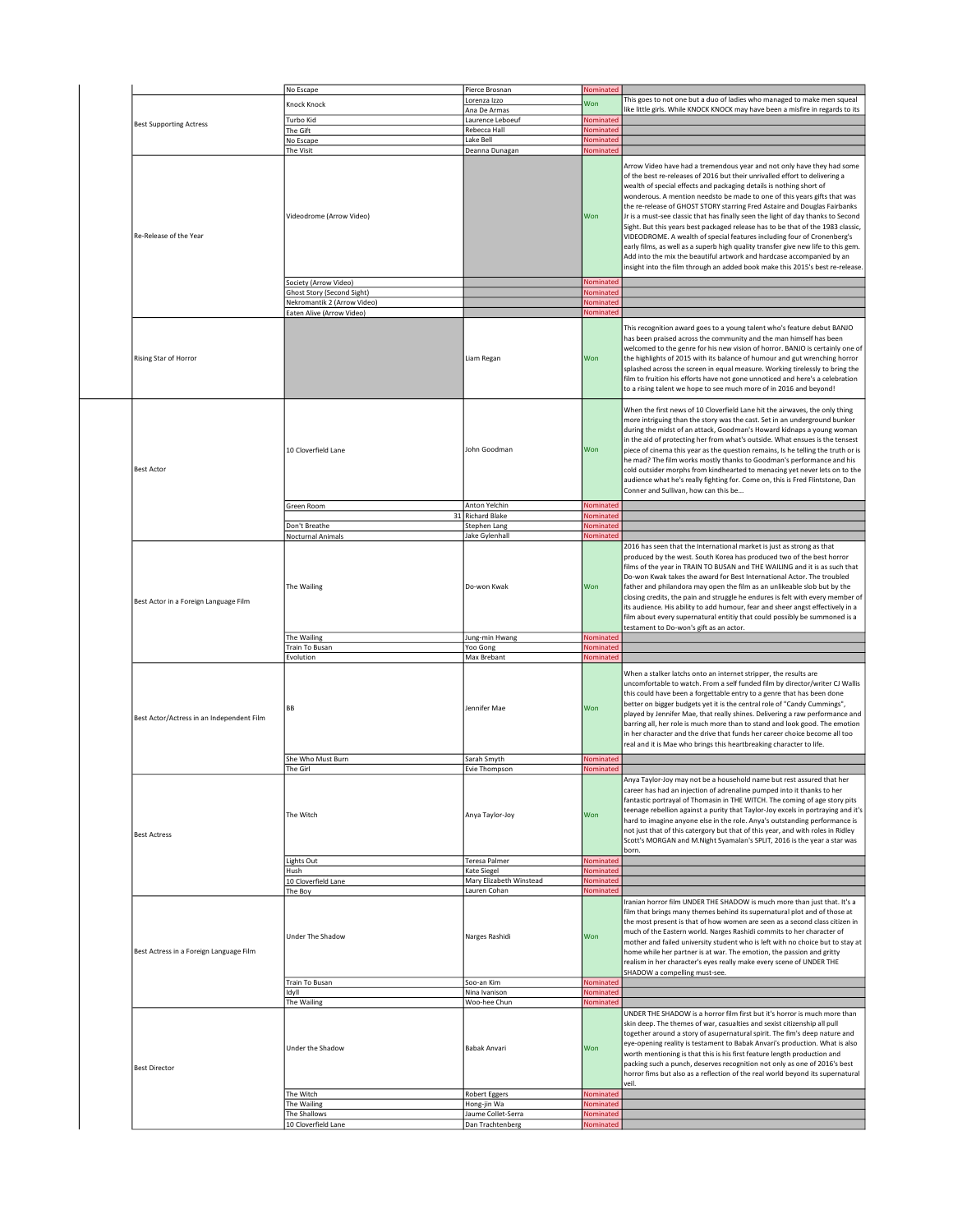| Category | Film | Nominee | Result | Comments |
|---|---|---|---|---|
| | No Escape | Pierce Brosnan | Nominated | |
| Best Supporting Actress | Knock Knock | Lorenza Izzo<br>Ana De Armas | Won | This goes to not one but a duo of ladies who managed to make men squeal like little girls. While KNOCK KNOCK may have been a misfire in regards to its |
| | Turbo Kid | Laurence Leboeuf | Nominated | |
| | The Gift | Rebecca Hall | Nominated | |
| | No Escape | Lake Bell | Nominated | |
| | The Visit | Deanna Dunagan | Nominated | |
| Re-Release of the Year | Videodrome (Arrow Video) | | Won | Arrow Video have had a tremendous year and not only have they had some of the best re-releases of 2016 but their unrivalled effort to delivering a wealth of special effects and packaging details is nothing short of wonderous. A mention needsto be made to one of this years gifts that was the re-release of GHOST STORY starring Fred Astaire and Douglas Fairbanks Jr is a must-see classic that has finally seen the light of day thanks to Second Sight. But this years best packaged release has to be that of the 1983 classic, VIDEODROME. A wealth of special features including four of Cronenberg's early films, as well as a superb high quality transfer give new life to this gem. Add into the mix the beautiful artwork and hardcase accompanied by an insight into the film through an added book make this 2015's best re-release. |
| | Society (Arrow Video) | | Nominated | |
| | Ghost Story (Second Sight) | | Nominated | |
| | Nekromantik 2 (Arrow Video) | | Nominated | |
| | Eaten Alive (Arrow Video) | | Nominated | |
| Rising Star of Horror | | Liam Regan | Won | This recognition award goes to a young talent who's feature debut BANJO has been praised across the community and the man himself has been welcomed to the genre for his new vision of horror. BANJO is certainly one of the highlights of 2015 with its balance of humour and gut wrenching horror splashed across the screen in equal measure. Working tirelessly to bring the film to fruition his efforts have not gone unnoticed and here's a celebration to a rising talent we hope to see much more of in 2016 and beyond! |
| Best Actor | 10 Cloverfield Lane | John Goodman | Won | When the first news of 10 Cloverfield Lane hit the airwaves, the only thing more intriguing than the story was the cast. Set in an underground bunker during the midst of an attack, Goodman's Howard kidnaps a young woman in the aid of protecting her from what's outside. What ensues is the tensest piece of cinema this year as the question remains, Is he telling the truth or is he mad? The film works mostly thanks to Goodman's performance and his cold outsider morphs from kindhearted to menacing yet never lets on to the audience what he's really fighting for. Come on, this is Fred Flintstone, Dan Conner and Sullivan, how can this be... |
| | Green Room | Anton Yelchin | Nominated | |
| | 31 | Richard Blake | Nominated | |
| | Don't Breathe | Stephen Lang | Nominated | |
| | Nocturnal Animals | Jake Gylenhall | Nominated | |
| Best Actor in a Foreign Language Film | The Wailing | Do-won Kwak | Won | 2016 has seen that the International market is just as strong as that produced by the west. South Korea has produced two of the best horror films of the year in TRAIN TO BUSAN and THE WAILING and it is as such that Do-won Kwak takes the award for Best International Actor. The troubled father and philandora may open the film as an unlikeable slob but by the closing credits, the pain and struggle he endures is felt with every member of its audience. His ability to add humour, fear and sheer angst effectively in a film about every supernatural entitiy that could possibly be summoned is a testament to Do-won's gift as an actor. |
| | The Wailing | Jung-min Hwang | Nominated | |
| | Train To Busan | Yoo Gong | Nominated | |
| | Evolution | Max Brebant | Nominated | |
| Best Actor/Actress in an Independent Film | BB | Jennifer Mae | Won | When a stalker latchs onto an internet stripper, the results are uncomfortable to watch. From a self funded film by director/writer CJ Wallis this could have been a forgettable entry to a genre that has been done better on bigger budgets yet it is the central role of "Candy Cummings", played by Jennifer Mae, that really shines. Delivering a raw performance and barring all, her role is much more than to stand and look good. The emotion in her character and the drive that funds her career choice become all too real and it is Mae who brings this heartbreaking character to life. |
| | She Who Must Burn | Sarah Smyth | Nominated | |
| | The Girl | Evie Thompson | Nominated | |
| Best Actress | The Witch | Anya Taylor-Joy | Won | Anya Taylor-Joy may not be a household name but rest assured that her career has had an injection of adrenaline pumped into it thanks to her fantastic portrayal of Thomasin in THE WITCH. The coming of age story pits teenage rebellion against a purity that Taylor-Joy excels in portraying and it's hard to imagine anyone else in the role. Anya's outstanding performance is not just that of this catergory but that of this year, and with roles in Ridley Scott's MORGAN and M.Night Syamalan's SPLIT, 2016 is the year a star was born. |
| | Lights Out | Teresa Palmer | Nominated | |
| | Hush | Kate Siegel | Nominated | |
| | 10 Cloverfield Lane | Mary Elizabeth Winstead | Nominated | |
| | The Boy | Lauren Cohan | Nominated | |
| Best Actress in a Foreign Language Film | Under The Shadow | Narges Rashidi | Won | Iranian horror film UNDER THE SHADOW is much more than just that. It's a film that brings many themes behind its supernatural plot and of those at the most present is that of how women are seen as a second class citizen in much of the Eastern world. Narges Rashidi commits to her character of mother and failed university student who is left with no choice but to stay at home while her partner is at war. The emotion, the passion and gritty realism in her character's eyes really make every scene of UNDER THE SHADOW a compelling must-see. |
| | Train To Busan | Soo-an Kim | Nominated | |
| | Idyll | Nina Ivanison | Nominated | |
| | The Wailing | Woo-hee Chun | Nominated | |
| Best Director | Under the Shadow | Babak Anvari | Won | UNDER THE SHADOW is a horror film first but it's horror is much more than skin deep. The themes of war, casualties and sexist citizenship all pull together around a story of asupernatural spirit. The fim's deep nature and eye-opening reality is testament to Babak Anvari's production. What is also worth mentioning is that this is his first feature length production and packing such a punch, deserves recognition not only as one of 2016's best horror fims but also as a reflection of the real world beyond its supernatural veil. |
| | The Witch | Robert Eggers | Nominated | |
| | The Wailing | Hong-jin Wa | Nominated | |
| | The Shallows | Jaume Collet-Serra | Nominated | |
| | 10 Cloverfield Lane | Dan Trachtenberg | Nominated | |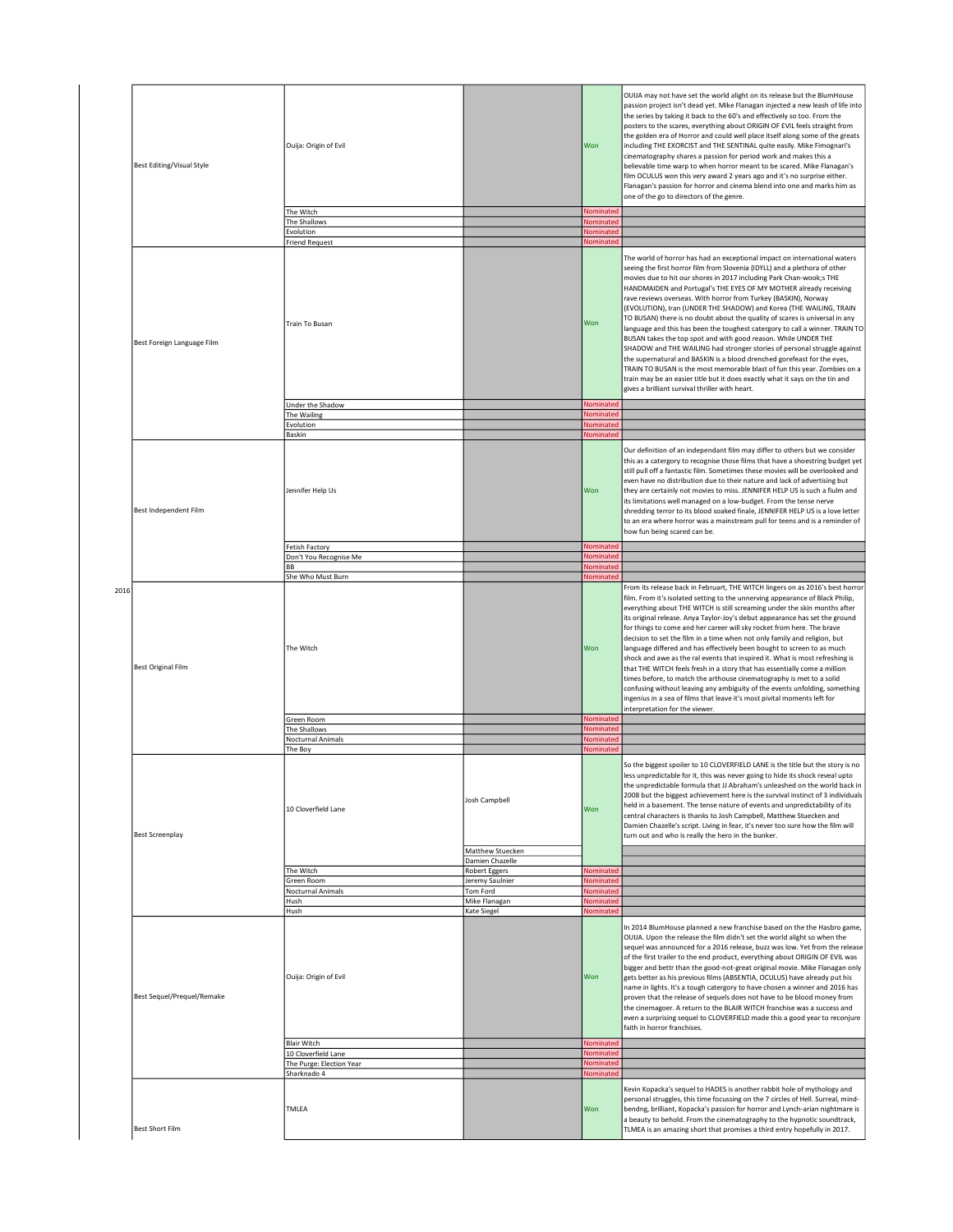| Year | Category | Film | Name | Result | Comment |
|---|---|---|---|---|---|
| 2016 | Best Editing/Visual Style | Ouija: Origin of Evil | | Won | OUIJA may not have set the world alight on its release but the BlumHouse passion project isn't dead yet. Mike Flanagan injected a new leash of life into the series by taking it back to the 60's and effectively so too. From the posters to the scares, everything about ORIGIN OF EVIL feels straight from the golden era of Horror and could well place itself along some of the greats including THE EXORCIST and THE SENTINAL quite easily. Mike Fimognari's cinematography shares a passion for period work and makes this a believable time warp to when horror meant to be scared. Mike Flanagan's film OCULUS won this very award 2 years ago and it's no surprise either. Flanagan's passion for horror and cinema blend into one and marks him as one of the go to directors of the genre. |
| | | The Witch | | Nominated | |
| | | The Shallows | | Nominated | |
| | | Evolution | | Nominated | |
| | | Friend Request | | Nominated | |
| | Best Foreign Language Film | Train To Busan | | Won | The world of horror has had an exceptional impact on international waters seeing the first horror film from Slovenia (IDYLL) and a plethora of other movies due to hit our shores in 2017 including Park Chan-wook;s THE HANDMAIDEN and Portugal's THE EYES OF MY MOTHER already receiving rave reviews overseas. With horror from Turkey (BASKIN), Norway (EVOLUTION), Iran (UNDER THE SHADOW) and Korea (THE WAILING, TRAIN TO BUSAN) there is no doubt about the quality of scares is universal in any language and this has been the toughest catergory to call a winner. TRAIN TO BUSAN takes the top spot and with good reason. While UNDER THE SHADOW and THE WAILING had stronger stories of personal struggle against the supernatural and BASKIN is a blood drenched gorefeast for the eyes, TRAIN TO BUSAN is the most memorable blast of fun this year. Zombies on a train may be an easier title but it does exactly what it says on the tin and gives a brilliant survival thriller with heart. |
| | | Under the Shadow | | Nominated | |
| | | The Wailing | | Nominated | |
| | | Evolution | | Nominated | |
| | | Baskin | | Nominated | |
| | Best Independent Film | Jennifer Help Us | | Won | Our definition of an independant film may differ to others but we consider this as a catergory to recognise those films that have a shoestring budget yet still pull off a fantastic film. Sometimes these movies will be overlooked and even have no distribution due to their nature and lack of advertising but they are certainly not movies to miss. JENNIFER HELP US is such a fiulm and its limitations well managed on a low-budget. From the tense nerve shredding terror to its blood soaked finale, JENNIFER HELP US is a love letter to an era where horror was a mainstream pull for teens and is a reminder of how fun being scared can be. |
| | | Fetish Factory | | Nominated | |
| | | Don't You Recognise Me | | Nominated | |
| | | BB | | Nominated | |
| | | She Who Must Burn | | Nominated | |
| | Best Original Film | The Witch | | Won | From its release back in February, THE WITCH lingers on as 2016's best horror film. From it's isolated setting to the unnerving appearance of Black Philip, everything about THE WITCH is still screaming under the skin months after its original release. Anya Taylor-Joy's debut appearance has set the ground for things to come and her career will sky rocket from here. The brave decision to set the film in a time when not only family and religion, but language differed and has effectively been bought to screen to as much shock and awe as the ral events that inspired it. What is most refreshing is that THE WITCH feels fresh in a story that has essentially come a million times before, to match the arthouse cinematography is met to a solid confusing without leaving any ambiguity of the events unfolding, something ingenius in a sea of films that leave it's most pivital moments left for interpretation for the viewer. |
| | | Green Room | | Nominated | |
| | | The Shallows | | Nominated | |
| | | Nocturnal Animals | | Nominated | |
| | | The Boy | | Nominated | |
| | Best Screenplay | 10 Cloverfield Lane | Josh Campbell | Won | So the biggest spoiler to 10 CLOVERFIELD LANE is the title but the story is no less unpredictable for it, this was never going to hide its shock reveal upto the unpredictable formula that JJ Abraham's unleashed on the world back in 2008 but the biggest achievement here is the survival instinct of 3 individuals held in a basement. The tense nature of events and unpredictability of its central characters is thanks to Josh Campbell, Matthew Stuecken and Damien Chazelle's script. Living in fear, it's never too sure how the film will turn out and who is really the hero in the bunker. |
| | | | Matthew Stuecken | | |
| | | | Damien Chazelle | | |
| | | The Witch | Robert Eggers | Nominated | |
| | | Green Room | Jeremy Saulnier | Nominated | |
| | | Nocturnal Animals | Tom Ford | Nominated | |
| | | Hush | Mike Flanagan | Nominated | |
| | | Hush | Kate Siegel | Nominated | |
| | Best Sequel/Prequel/Remake | Ouija: Origin of Evil | | Won | In 2014 BlumHouse planned a new franchise based on the the Hasbro game, OUIJA. Upon the release the film didn't set the world alight so when the sequel was announced for a 2016 release, buzz was low. Yet from the release of the first trailer to the end product, everything about ORIGIN OF EVIL was bigger and bettr than the good-not-great original movie. Mike Flanagan only gets better as his previous films (ABSENTIA, OCULUS) have already put his name in lights. It's a tough catergory to have chosen a winner and 2016 has proven that the release of sequels does not have to be blood money from the cinemagoer. A return to the BLAIR WITCH franchise was a success and even a surprising sequel to CLOVERFIELD made this a good year to reconjure faith in horror franchises. |
| | | Blair Witch | | Nominated | |
| | | 10 Cloverfield Lane | | Nominated | |
| | | The Purge: Election Year | | Nominated | |
| | | Sharknado 4 | | Nominated | |
| | Best Short Film | TMLEA | | Won | Kevin Kopacka's sequel to HADES is another rabbit hole of mythology and personal struggles, this time focussing on the 7 circles of Hell. Surreal, mind-bendng, brilliant, Kopacka's passion for horror and Lynch-arian nightmare is a beauty to behold. From the cinematography to the hypnotic soundtrack, TLMEA is an amazing short that promises a third entry hopefully in 2017. |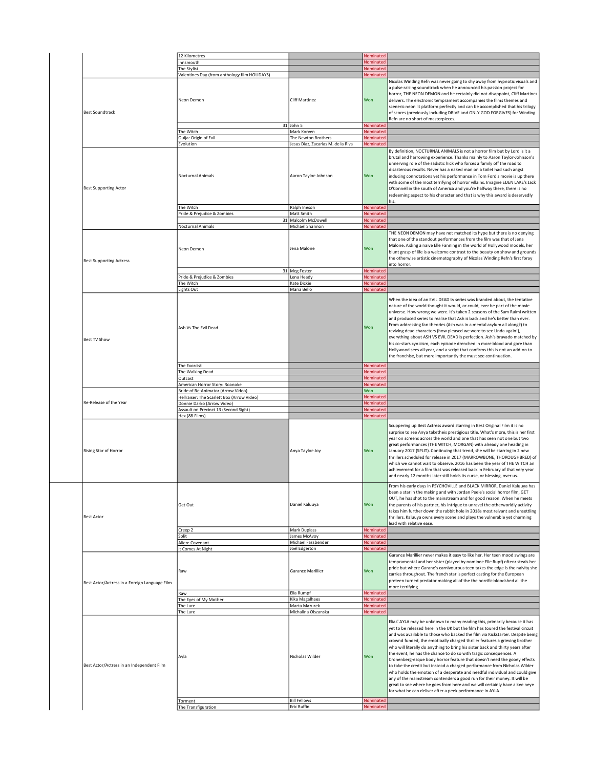| Category | Film | Nominee | Result | Comment |
|---|---|---|---|---|
| | 12 Kilometres | | Nominated | |
| | Innsmouth | | Nominated | |
| | The Stylist | | Nominated | |
| | Valentines Day (from anthology film HOLIDAYS) | | Nominated | |
| Best Soundtrack | Neon Demon | Cliff Martinez | Won | Nicolas Winding Refn was never going to shy away from hypnotic visuals and a pulse raising soundtrack when he announced his passion project for horror, THE NEON DEMON and he certainly did not disappoint, Cliff Martinez delivers. The electronic temprament accompanies the films themes and sceneric neon lit platform perfectly and can be accomplished that his trilogy of scores (previously including DRIVE and ONLY GOD FORGIVES) for Winding Refn are no short of masterpieces. |
| | 31 | John 5 | Nominated | |
| | The Witch | Mark Korven | Nominated | |
| | Ouija: Origin of Evil | The Newton Brothers | Nominated | |
| | Evolution | Jesus Diaz, Zacarias M. de la Riva | Nominated | |
| Best Supporting Actor | Nocturnal Animals | Aaron Taylor-Johnson | Won | By definition, NOCTURNAL ANIMALS is not a horror film but by Lord is it a brutal and harrowing experience. Thanks mainly to Aaron Taylor-Johnson's unnerving role of the sadistic hick who forces a family off the road to disasterous results. Never has a naked man on a toilet had such angst inducing connotations yet his performance in Tom Ford's movie is up there with some of the most terrifying of horror villains. Imagine EDEN LAKE's Jack O'Connell in the south of America and you're halfway there, there is no redeeming aspect to his character and that is why this award is deservedly his. |
| | The Witch | Ralph Ineson | Nominated | |
| | Pride & Prejudice & Zombies | Matt Smith | Nominated | |
| | 31 | Malcolm McDowell | Nominated | |
| | Nocturnal Animals | Michael Shannon | Nominated | |
| Best Supporting Actress | Neon Demon | Jena Malone | Won | THE NEON DEMON may have not matched its hype but there is no denying that one of the standout performances from the film was that of Jena Malone. Aiding a naive Elle Fanning in the world of Hollywood models, her blunt grasp of life is a welcome contrast to the beauty on show and grounds the otherwise artistic cinematography of Nicolas Winding Refn's first foray into horror. |
| | 31 | Meg Foster | Nominated | |
| | Pride & Prejudice & Zombies | Lena Heady | Nominated | |
| | The Witch | Kate Dickie | Nominated | |
| | Lights Out | Maria Bello | Nominated | |
| Best TV Show | Ash Vs The Evil Dead | | Won | When the idea of an EVIL DEAD tv series was branded about, the tentative nature of the world thought it would, or could, ever be part of the movie universe. How wrong we were. It's taken 2 seasons of the Sam Raimi written and produced series to realise that Ash is back and he's better than ever. From addressing fan theories (Ash was in a mental asylum all along?) to reviving dead characters (how pleased we were to see Linda again!), everything about ASH VS EVIL DEAD is perfection. Ash's bravado matched by his co-stars cynicism, each episode drenched in more blood and gore than Hollywood sees all year, and a script that confirms this is not an add-on to the franchise, but more importantly the must see continuation. |
| | The Exorcist | | Nominated | |
| | The Walking Dead | | Nominated | |
| | Outcast | | Nominated | |
| | American Horror Story: Roanoke | | Nominated | |
| Re-Release of the Year | Bride of Re-Animator (Arrow Video) | | Won | |
| | Hellraiser: The Scarlett Box (Arrow Video) | | Nominated | |
| | Donnie Darko (Arrow Video) | | Nominated | |
| | Assault on Precinct 13 (Second Sight) | | Nominated | |
| | Hex (88 Films) | | Nominated | |
| Rising Star of Horror | | Anya Taylor-Joy | Won | Scuppering up Best Actress award starring in Best Original Film it is no surprise to see Anya taketheis prestigious title. What's more, this is her first year on screens across the world and one that has seen not one but two great performances (THE WITCH, MORGAN) with already one heading in January 2017 (SPLIT). Continuing that trend, she will be starring in 2 new thrillers scheduled for release in 2017 (MARROWBONE, THOROUGHBRED) of which we cannot wait to observe. 2016 has been the year of THE WITCH an achievement for a film that was released back in February of that very year and nearly 12 months later still holds its curse, or blessing, over us. |
| Best Actor | Get Out | Daniel Kaluuya | Won | From his early days in PSYCHOVILLE and BLACK MIRROR, Daniel Kaluuya has been a star in the making and with Jordan Peele's social horror film, GET OUT, he has shot to the mainstream and for good reason. When he meets the parents of his partner, his intrigue to unravel the otherworldly activity takes him further down the rabbit hole in 2018s most relvant and unsettling thrillers. Kaluuya owns every scene and plays the vulnerable yet charming lead with relative ease. |
| | Creep 2 | Mark Duplass | Nominated | |
| | Split | James McAvoy | Nominated | |
| | Alien: Covenant | Michael Fassbender | Nominated | |
| | It Comes At Night | Joel Edgerton | Nominated | |
| Best Actor/Actress in a Foreign Language Film | Raw | Garance Marillier | Won | Garance Marillier never makes it easy to like her. Her teen mood swings are tempramental and her sister (played by nominee Elle Rupf) oftenr steals her pride but where Garane's carnivourous teen takes the edge is the naivity she carries throughout. The french star is perfect casting for the European preteen turned predator making all of the the horrific bloodshed all the more terrifying. |
| | Raw | Ella Rumpf | Nominated | |
| | The Eyes of My Mother | Kika Magalhaes | Nominated | |
| | The Lure | Marta Mazurek | Nominated | |
| | The Lure | Michalina Olszanska | Nominated | |
| Best Actor/Actress in an Independent Film | Ayla | Nicholas Wilder | Won | Elias' AYLA may be unknown to many reading this, primarily because it has yet to be released here in the UK but the film has toured the festival circuit and was available to those who backed the film via Kickstarter. Despite being crownd funded, the emotioally charged thriller features a grieving brother who will literally do anything to bring his sister back and thirty years after the event, he has the chance to do so with tragic consequences. A Cronenberg-esque body horror feature that doesn't need the gooey effects to take the credit but instead a charged performance from Nicholas Wilder who holds the emotion of a desperate and needful individual and could give any of the mainstream contenders a good run for their money. It will be great to see where he goes from here and we will certainly have a kee neye for what he can deliver after a peek performance in AYLA. |
| | Torment | Bill Fellows | Nominated | |
| | The Transfiguration | Eric Ruffin | Nominated | |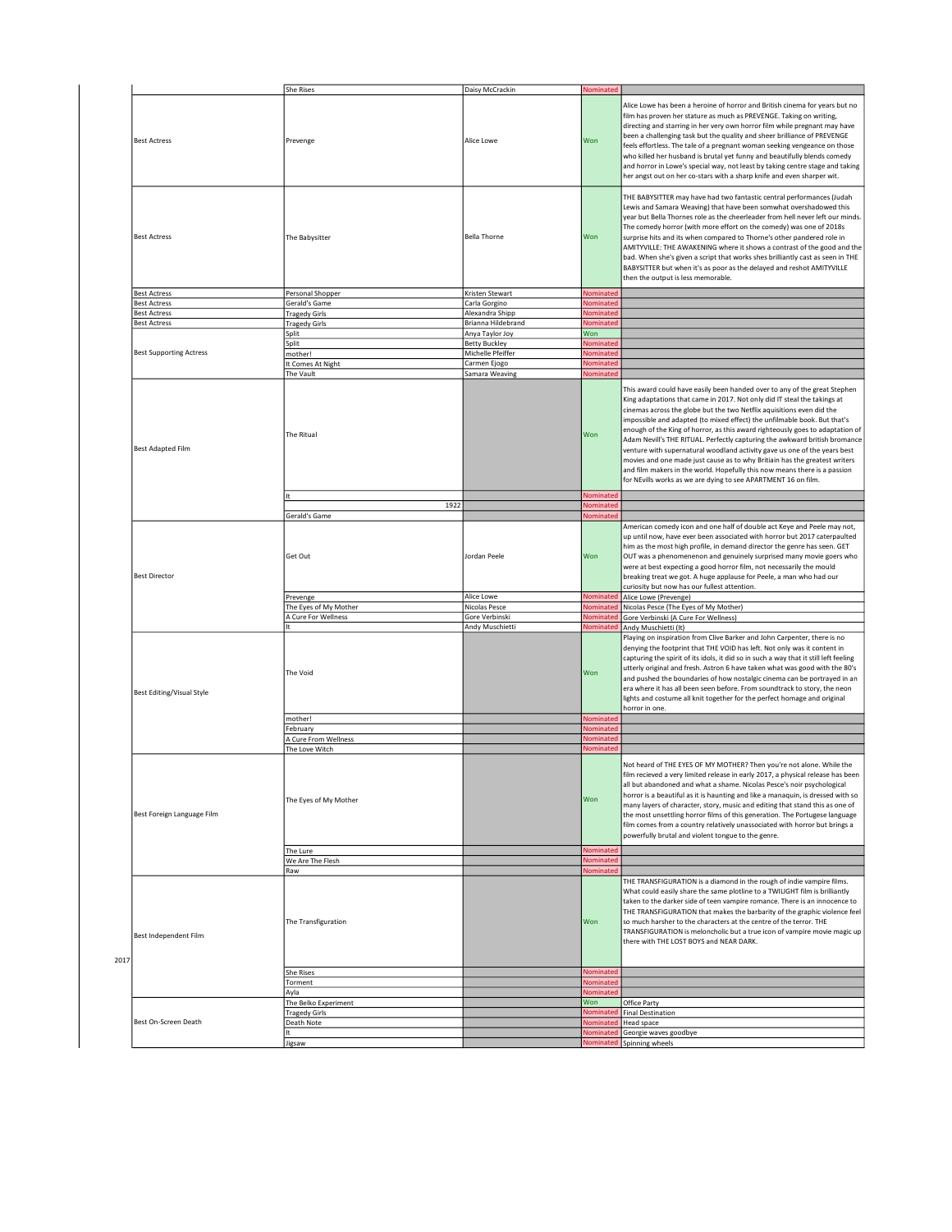| Year | Category | Film | Nominee | Result | Notes |
|---|---|---|---|---|---|
| | | She Rises | Daisy McCrackin | Nominated | |
| | Best Actress | Prevenge | Alice Lowe | Won | Alice Lowe has been a heroine of horror and British cinema for years but no film has proven her stature as much as PREVENGE. Taking on writing, directing and starring in her very own horror film while pregnant may have been a challenging task but the quality and sheer brilliance of PREVENGE feels effortless. The tale of a pregnant woman seeking vengeance on those who killed her husband is brutal yet funny and beautifully blends comedy and horror in Lowe's special way, not least by taking centre stage and taking her angst out on her co-stars with a sharp knife and even sharper wit. |
| | Best Actress | The Babysitter | Bella Thorne | Won | THE BABYSITTER may have had two fantastic central performances (Judah Lewis and Samara Weaving) that have been somwhat overshadowed this year but Bella Thornes role as the cheerleader from hell never left our minds. The comedy horror (with more effort on the comedy) was one of 2018s surprise hits and its when compared to Thorne's other pandered role in AMITYVILLE: THE AWAKENING where it shows a contrast of the good and the bad. When she's given a script that works shes brilliantly cast as seen in THE BABYSITTER but when it's as poor as the delayed and reshot AMITYVILLE then the output is less memorable. |
| | Best Actress | Personal Shopper | Kristen Stewart | Nominated | |
| | Best Actress | Gerald's Game | Carla Gorgino | Nominated | |
| | Best Actress | Tragedy Girls | Alexandra Shipp | Nominated | |
| | Best Actress | Tragedy Girls | Brianna Hildebrand | Nominated | |
| | Best Supporting Actress | Split | Anya Taylor Joy | Won | |
| | | Split | Betty Buckley | Nominated | |
| | | mother! | Michelle Pfeiffer | Nominated | |
| | | It Comes At Night | Carmen Ejogo | Nominated | |
| | | The Vault | Samara Weaving | Nominated | |
| | Best Adapted Film | The Ritual | | Won | This award could have easily been handed over to any of the great Stephen King adaptations that came in 2017. Not only did IT steal the takings at cinemas across the globe but the two Netflix aquisitions even did the impossible and adapted (to mixed effect) the unfilmable book. But that's enough of the King of horror, as this award righteously goes to adaptation of Adam Nevill's THE RITUAL. Perfectly capturing the awkward british bromance venture with supernatural woodland activity gave us one of the years best movies and one made just cause as to why Britiain has the greatest writers and film makers in the world. Hopefully this now means there is a passion for NEvills works as we are dying to see APARTMENT 16 on film. |
| | | It | | Nominated | |
| | | 1922 | | Nominated | |
| | | Gerald's Game | | Nominated | |
| | Best Director | Get Out | Jordan Peele | Won | American comedy icon and one half of double act Keye and Peele may not, up until now, have ever been associated with horror but 2017 caterpaulted him as the most high profile, in demand director the genre has seen. GET OUT was a phenomenenon and genuinely surprised many movie goers who were at best expecting a good horror film, not necessarily the mould breaking treat we got. A huge applause for Peele, a man who had our curiosity but now has our fullest attention. |
| | | Prevenge | Alice Lowe | Nominated | Alice Lowe (Prevenge) |
| | | The Eyes of My Mother | Nicolas Pesce | Nominated | Nicolas Pesce (The Eyes of My Mother) |
| | | A Cure For Wellness | Gore Verbinski | Nominated | Gore Verbinski (A Cure For Wellness) |
| | | It | Andy Muschietti | Nominated | Andy Muschietti (It) |
| | Best Editing/Visual Style | The Void | | Won | Playing on inspiration from Clive Barker and John Carpenter, there is no denying the footprint that THE VOID has left. Not only was it content in capturing the spirit of its idols, it did so in such a way that it still left feeling utterly original and fresh. Astron 6 have taken what was good with the 80's and pushed the boundaries of how nostalgic cinema can be portrayed in an era where it has all been seen before. From soundtrack to story, the neon lights and costume all knit together for the perfect homage and original horror in one. |
| | | mother! | | Nominated | |
| | | February | | Nominated | |
| | | A Cure From Wellness | | Nominated | |
| | | The Love Witch | | Nominated | |
| | Best Foreign Language Film | The Eyes of My Mother | | Won | Not heard of THE EYES OF MY MOTHER? Then you're not alone. While the film recieved a very limited release in early 2017, a physical release has been all but abandoned and what a shame. Nicolas Pesce's noir psychological horror is a beautiful as it is haunting and like a manaquin, is dressed with so many layers of character, story, music and editing that stand this as one of the most unsettling horror films of this generation. The Portugese language film comes from a country relatively unassociated with horror but brings a powerfully brutal and violent tongue to the genre. |
| | | The Lure | | Nominated | |
| | | We Are The Flesh | | Nominated | |
| | | Raw | | Nominated | |
| 2017 | Best Independent Film | The Transfiguration | | Won | THE TRANSFIGURATION is a diamond in the rough of indie vampire films. What could easily share the same plotline to a TWILIGHT film is brilliantly taken to the darker side of teen vampire romance. There is an innocence to THE TRANSFIGURATION that makes the barbarity of the graphic violence feel so much harsher to the characters at the centre of the terror. THE TRANSFIGURATION is meloncholic but a true icon of vampire movie magic up there with THE LOST BOYS and NEAR DARK. |
| | | She Rises | | Nominated | |
| | | Torment | | Nominated | |
| | | Ayla | | Nominated | |
| | Best On-Screen Death | The Belko Experiment | | Won | Office Party |
| | | Tragedy Girls | | Nominated | Final Destination |
| | | Death Note | | Nominated | Head space |
| | | It | | Nominated | Georgie waves goodbye |
| | | Jigsaw | | Nominated | Spinning wheels |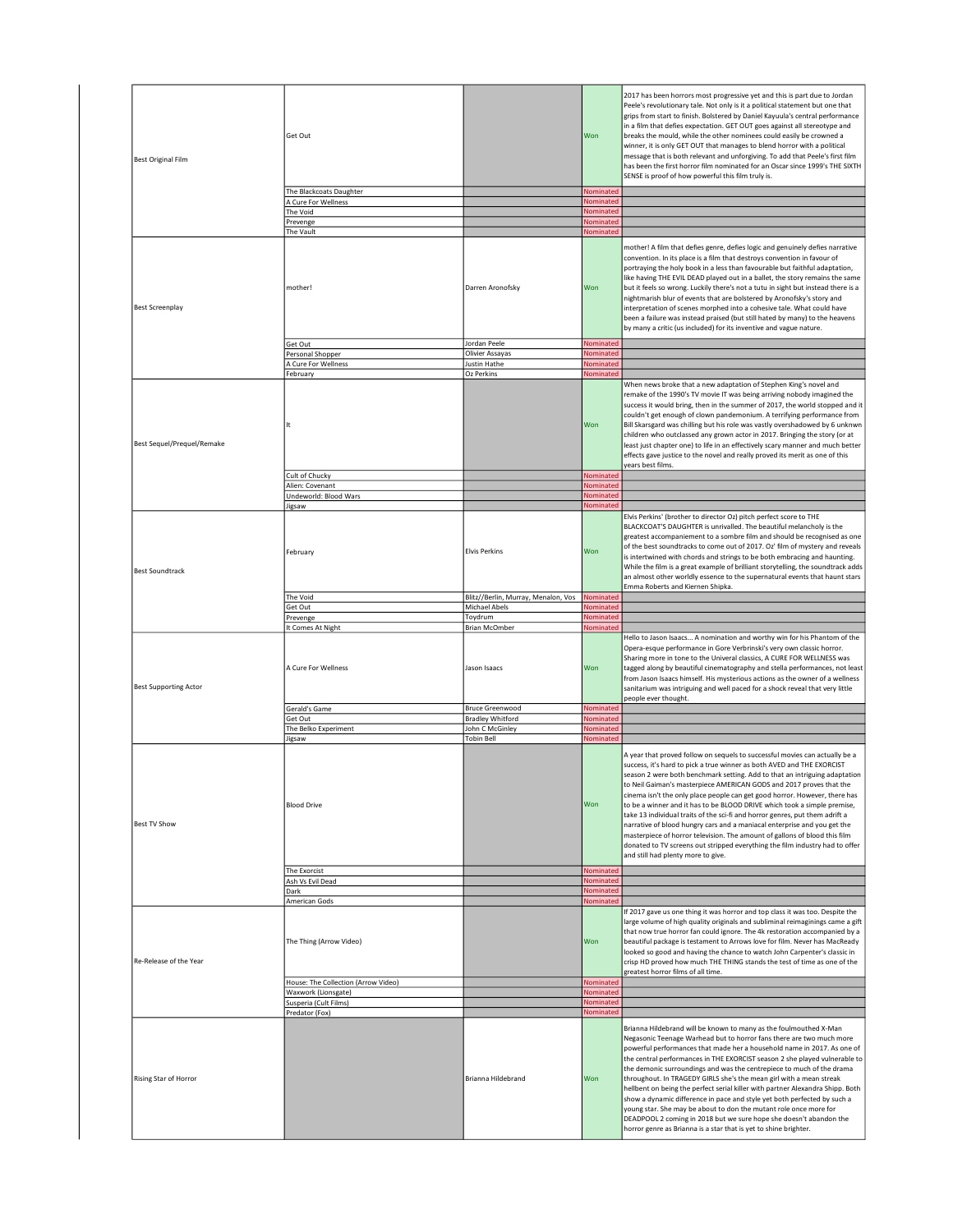| | | | | |
|---|---|---|---|---|
| Best Original Film | Get Out | | Won | 2017 has been horrors most progressive yet and this is part due to Jordan Peele's revolutionary tale. Not only is it a political statement but one that grips from start to finish. Bolstered by Daniel Kayuula's central performance in a film that defies expectation. GET OUT goes against all stereotype and breaks the mould, while the other nominees could easily be crowned a winner, it is only GET OUT that manages to blend horror with a political message that is both relevant and unforgiving. To add that Peele's first film has been the first horror film nominated for an Oscar since 1999's THE SIXTH SENSE is proof of how powerful this film truly is. |
| | The Blackcoats Daughter | | Nominated | |
| | A Cure For Wellness | | Nominated | |
| | The Void | | Nominated | |
| | Prevenge | | Nominated | |
| | The Vault | | Nominated | |
| Best Screenplay | mother! | Darren Aronofsky | Won | mother! A film that defies genre, defies logic and genuinely defies narrative convention. In its place is a film that destroys convention in favour of portraying the holy book in a less than favourable but faithful adaptation, like having THE EVIL DEAD played out in a ballet, the story remains the same but it feels so wrong. Luckily there's not a tutu in sight but instead there is a nightmarish blur of events that are bolstered by Aronofsky's story and interpretation of scenes morphed into a cohesive tale. What could have been a failure was instead praised (but still hated by many) to the heavens by many a critic (us included) for its inventive and vague nature. |
| | Get Out | Jordan Peele | Nominated | |
| | Personal Shopper | Olivier Assayas | Nominated | |
| | A Cure For Wellness | Justin Hathe | Nominated | |
| | February | Oz Perkins | Nominated | |
| Best Sequel/Prequel/Remake | It | | Won | When news broke that a new adaptation of Stephen King's novel and remake of the 1990's TV movie IT was being arriving nobody imagined the success it would bring, then in the summer of 2017, the world stopped and it couldn't get enough of clown pandemonium. A terrifying performance from Bill Skarsgard was chilling but his role was vastly overshadowed by 6 unknwn children who outclassed any grown actor in 2017. Bringing the story (or at least just chapter one) to life in an effectively scary manner and much better effects gave justice to the novel and really proved its merit as one of this years best films. |
| | Cult of Chucky | | Nominated | |
| | Alien: Covenant | | Nominated | |
| | Undeworld: Blood Wars | | Nominated | |
| | Jigsaw | | Nominated | |
| Best Soundtrack | February | Elvis Perkins | Won | Elvis Perkins' (brother to director Oz) pitch perfect score to THE BLACKCOAT'S DAUGHTER is unrivalled. The beautiful melancholy is the greatest accompaniement to a sombre film and should be recognised as one of the best soundtracks to come out of 2017. Oz' film of mystery and reveals is intertwined with chords and strings to be both embracing and haunting. While the film is a great example of brilliant storytelling, the soundtrack adds an almost other worldly essence to the supernatural events that haunt stars Emma Roberts and Kiernen Shipka. |
| | The Void | Blitz//Berlin, Murray, Menalon, Vos | Nominated | |
| | Get Out | Michael Abels | Nominated | |
| | Prevenge | Toydrum | Nominated | |
| | It Comes At Night | Brian McOmber | Nominated | |
| Best Supporting Actor | A Cure For Wellness | Jason Isaacs | Won | Hello to Jason Isaacs... A nomination and worthy win for his Phantom of the Opera-esque performance in Gore Verbrinski's very own classic horror. Sharing more in tone to the Univeral classics, A CURE FOR WELLNESS was tagged along by beautiful cinematography and stella performances, not least from Jason Isaacs himself. His mysterious actions as the owner of a wellness sanitarium was intriguing and well paced for a shock reveal that very little people ever thought. |
| | Gerald's Game | Bruce Greenwood | Nominated | |
| | Get Out | Bradley Whitford | Nominated | |
| | The Belko Experiment | John C McGinley | Nominated | |
| | Jigsaw | Tobin Bell | Nominated | |
| Best TV Show | Blood Drive | | Won | A year that proved follow on sequels to successful movies can actually be a success, it's hard to pick a true winner as both AVED and THE EXORCIST season 2 were both benchmark setting. Add to that an intriguing adaptation to Neil Gaiman's masterpiece AMERICAN GODS and 2017 proves that the cinema isn't the only place people can get good horror. However, there has to be a winner and it has to be BLOOD DRIVE which took a simple premise, take 13 individual traits of the sci-fi and horror genres, put them adrift a narrative of blood hungry cars and a maniacal enterprise and you get the masterpiece of horror television. The amount of gallons of blood this film donated to TV screens out stripped everything the film industry had to offer and still had plenty more to give. |
| | The Exorcist | | Nominated | |
| | Ash Vs Evil Dead | | Nominated | |
| | Dark | | Nominated | |
| | American Gods | | Nominated | |
| Re-Release of the Year | The Thing (Arrow Video) | | Won | If 2017 gave us one thing it was horror and top class it was too. Despite the large volume of high quality originals and subliminal reimaginings came a gift that now true horror fan could ignore. The 4k restoration accompanied by a beautiful package is testament to Arrows love for film. Never has MacReady looked so good and having the chance to watch John Carpenter's classic in crisp HD proved how much THE THING stands the test of time as one of the greatest horror films of all time. |
| | House: The Collection (Arrow Video) | | Nominated | |
| | Waxwork (Lionsgate) | | Nominated | |
| | Susperia (Cult Films) | | Nominated | |
| | Predator (Fox) | | Nominated | |
| Rising Star of Horror | | Brianna Hildebrand | Won | Brianna Hildebrand will be known to many as the foulmouthed X-Man Negasonic Teenage Warhead but to horror fans there are two much more powerful performances that made her a household name in 2017. As one of the central performances in THE EXORCIST season 2 she played vulnerable to the demonic surroundings and was the centrepiece to much of the drama throughout. In TRAGEDY GIRLS she's the mean girl with a mean streak hellbent on being the perfect serial killer with partner Alexandra Shipp. Both show a dynamic difference in pace and style yet both perfected by such a young star. She may be about to don the mutant role once more for DEADPOOL 2 coming in 2018 but we sure hope she doesn't abandon the horror genre as Brianna is a star that is yet to shine brighter. |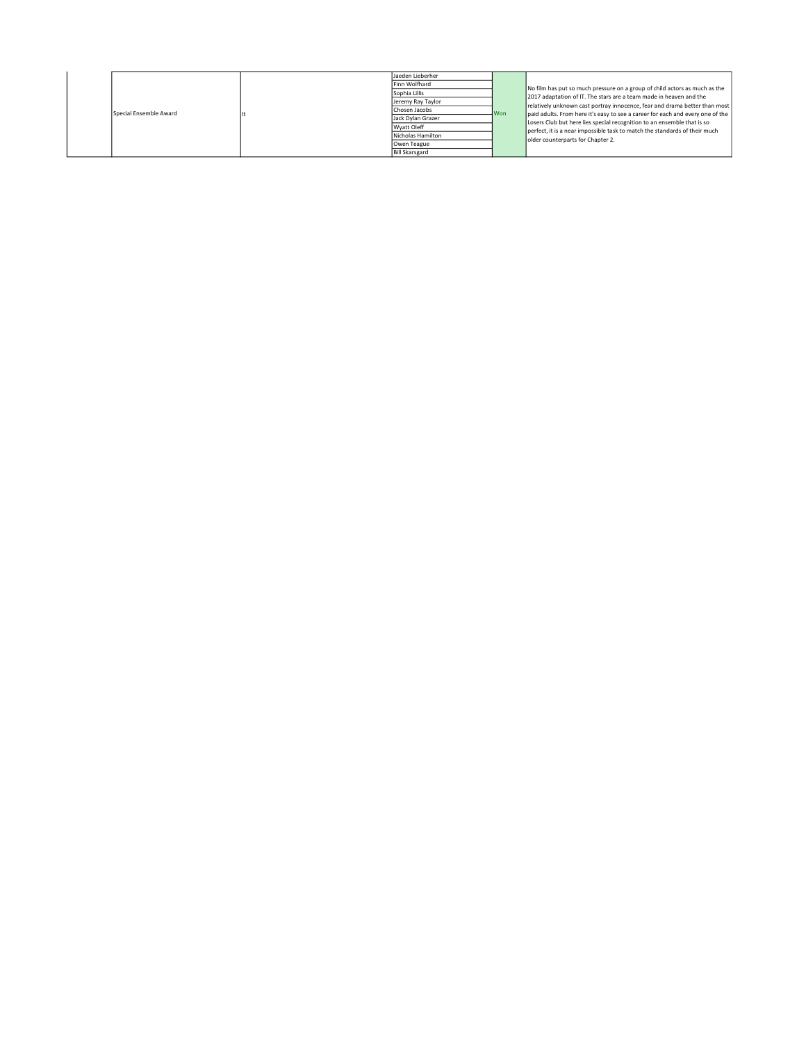| | | | | | |
|---|---|---|---|---|---|
| | Special Ensemble Award | It | Jaeden Lieberher | Won | No film has put so much pressure on a group of child actors as much as the 2017 adaptation of IT. The stars are a team made in heaven and the relatively unknown cast portray innocence, fear and drama better than most paid adults. From here it's easy to see a career for each and every one of the Losers Club but here lies special recognition to an ensemble that is so perfect, it is a near impossible task to match the standards of their much older counterparts for Chapter 2. |
| | | | Finn Wolfhard | | |
| | | | Sophia Lillis | | |
| | | | Jeremy Ray Taylor | | |
| | | | Chosen Jacobs | | |
| | | | Jack Dylan Grazer | | |
| | | | Wyatt Oleff | | |
| | | | Nicholas Hamilton | | |
| | | | Owen Teague | | |
| | | | Bill Skarsgard | | |